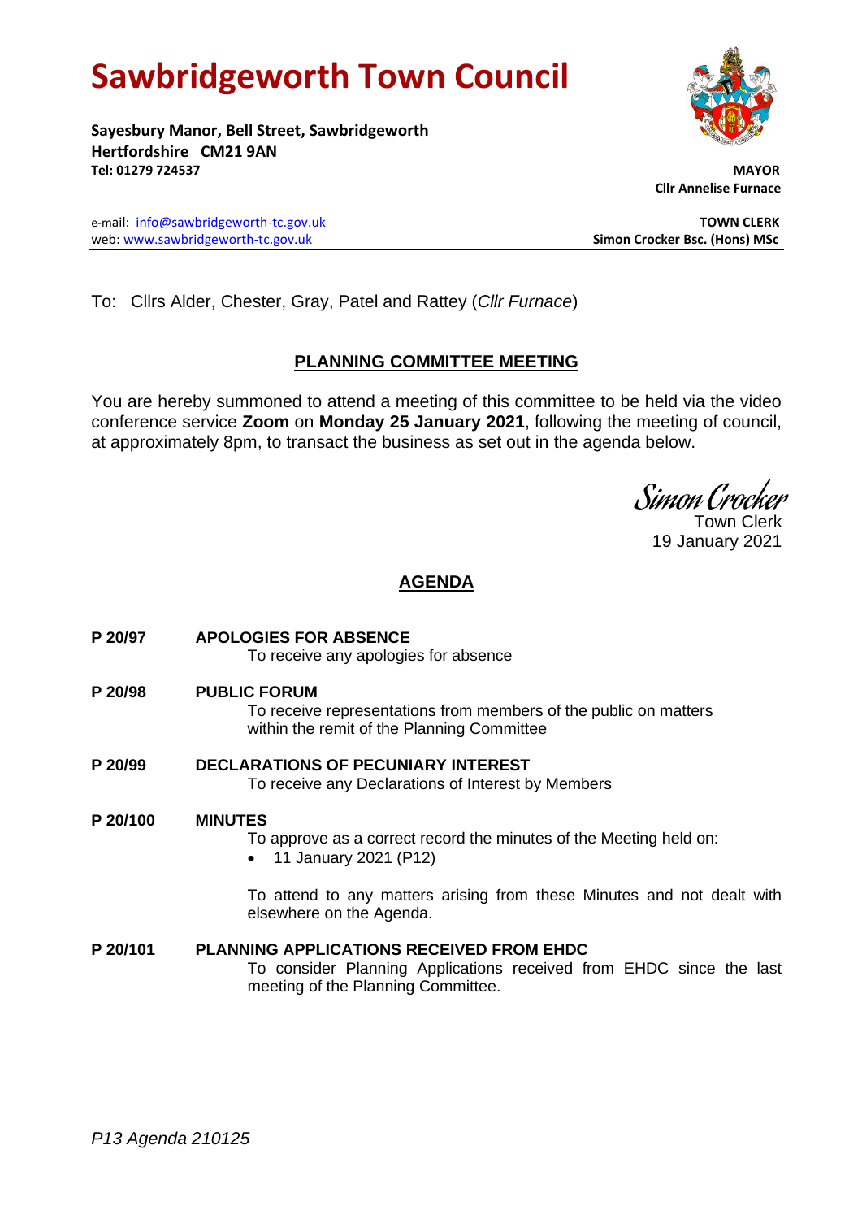# Sawbridgeworth Town Council

**Sayesbury Manor, Bell Street, Sawbridgeworth**
**Hertfordshire CM21 9AN**
**Tel: 01279 724537**

**MAYOR**
**Cllr Annelise Furnace**

e-mail: info@sawbridgeworth-tc.gov.uk
web: www.sawbridgeworth-tc.gov.uk

**TOWN CLERK**
**Simon Crocker Bsc. (Hons) MSc**

To: Cllrs Alder, Chester, Gray, Patel and Rattey (*Cllr Furnace*)

## PLANNING COMMITTEE MEETING

You are hereby summoned to attend a meeting of this committee to be held via the video conference service **Zoom** on **Monday 25 January 2021**, following the meeting of council, at approximately 8pm, to transact the business as set out in the agenda below.

*Simon Crocker*
Town Clerk
19 January 2021

## AGENDA

**P 20/97 APOLOGIES FOR ABSENCE**
To receive any apologies for absence

**P 20/98 PUBLIC FORUM**
To receive representations from members of the public on matters within the remit of the Planning Committee

**P 20/99 DECLARATIONS OF PECUNIARY INTEREST**
To receive any Declarations of Interest by Members

**P 20/100 MINUTES**
To approve as a correct record the minutes of the Meeting held on:

- 11 January 2021 (P12)

To attend to any matters arising from these Minutes and not dealt with elsewhere on the Agenda.

**P 20/101 PLANNING APPLICATIONS RECEIVED FROM EHDC**
To consider Planning Applications received from EHDC since the last meeting of the Planning Committee.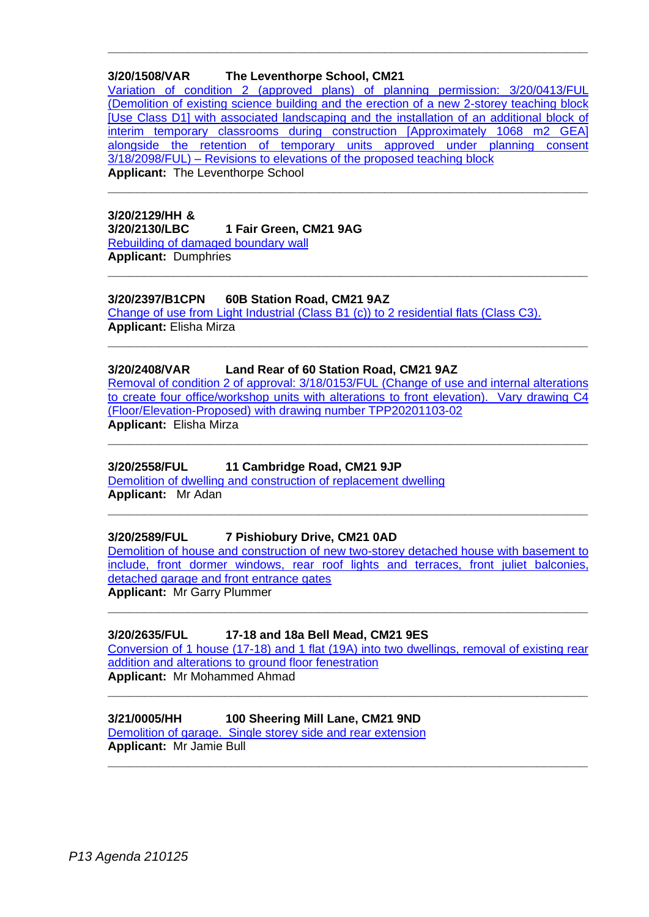---

**3/20/1508/VAR The Leventhorpe School, CM21**

Variation of condition 2 (approved plans) of planning permission: 3/20/0413/FUL (Demolition of existing science building and the erection of a new 2-storey teaching block [Use Class D1] with associated landscaping and the installation of an additional block of interim temporary classrooms during construction [Approximately 1068 m2 GEA] alongside the retention of temporary units approved under planning consent 3/18/2098/FUL) – Revisions to elevations of the proposed teaching block

**Applicant:** The Leventhorpe School

---

**3/20/2129/HH &**
**3/20/2130/LBC 1 Fair Green, CM21 9AG**

Rebuilding of damaged boundary wall

**Applicant:** Dumphries

---

**3/20/2397/B1CPN 60B Station Road, CM21 9AZ**

Change of use from Light Industrial (Class B1 (c)) to 2 residential flats (Class C3).

**Applicant:** Elisha Mirza

---

**3/20/2408/VAR Land Rear of 60 Station Road, CM21 9AZ**

Removal of condition 2 of approval: 3/18/0153/FUL (Change of use and internal alterations to create four office/workshop units with alterations to front elevation). Vary drawing C4 (Floor/Elevation-Proposed) with drawing number TPP20201103-02

**Applicant:** Elisha Mirza

---

**3/20/2558/FUL 11 Cambridge Road, CM21 9JP**

Demolition of dwelling and construction of replacement dwelling

**Applicant:** Mr Adan

---

**3/20/2589/FUL 7 Pishiobury Drive, CM21 0AD**

Demolition of house and construction of new two-storey detached house with basement to include, front dormer windows, rear roof lights and terraces, front juliet balconies, detached garage and front entrance gates

**Applicant:** Mr Garry Plummer

---

**3/20/2635/FUL 17-18 and 18a Bell Mead, CM21 9ES**

Conversion of 1 house (17-18) and 1 flat (19A) into two dwellings, removal of existing rear addition and alterations to ground floor fenestration

**Applicant:** Mr Mohammed Ahmad

---

**3/21/0005/HH 100 Sheering Mill Lane, CM21 9ND**

Demolition of garage. Single storey side and rear extension

**Applicant:** Mr Jamie Bull

---

*P13 Agenda 210125*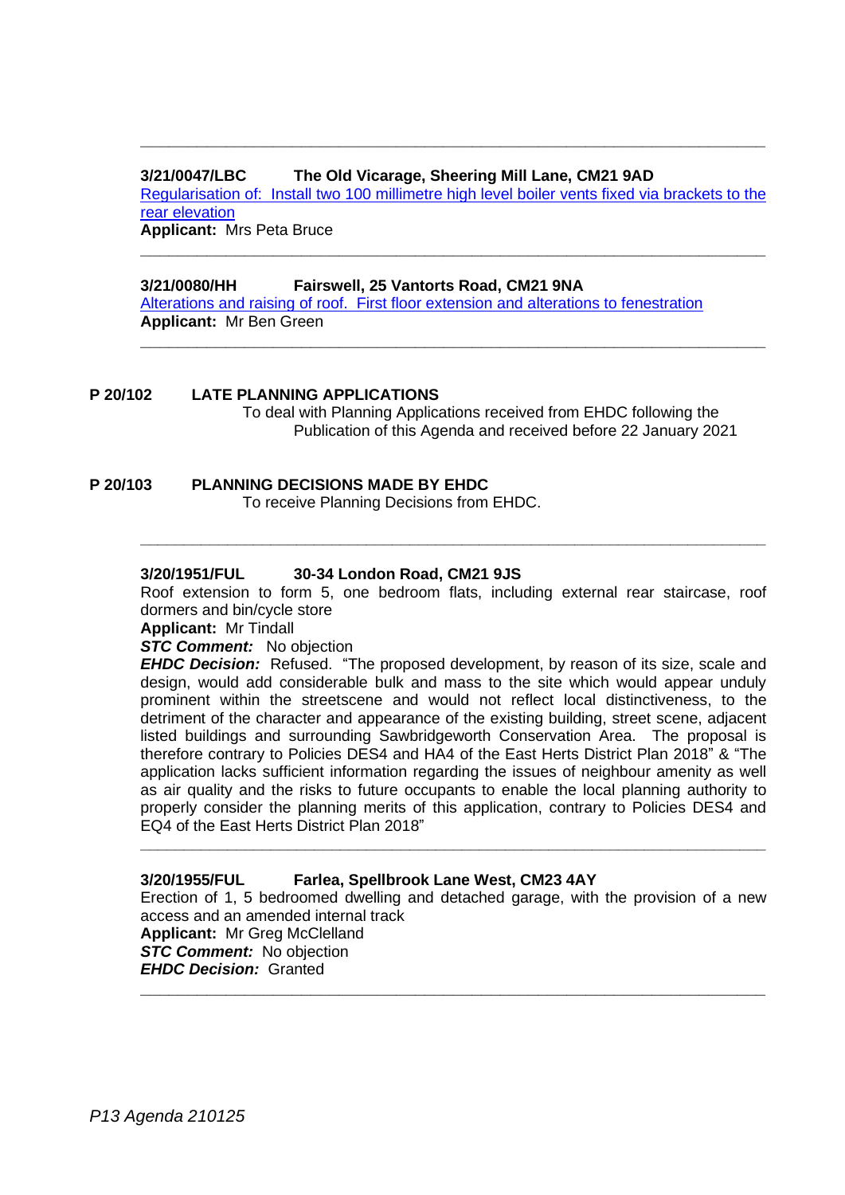---

**3/21/0047/LBC The Old Vicarage, Sheering Mill Lane, CM21 9AD**

Regularisation of: Install two 100 millimetre high level boiler vents fixed via brackets to the rear elevation

**Applicant:** Mrs Peta Bruce

---

**3/21/0080/HH Fairswell, 25 Vantorts Road, CM21 9NA**

Alterations and raising of roof. First floor extension and alterations to fenestration

**Applicant:** Mr Ben Green

---

**P 20/102 LATE PLANNING APPLICATIONS**

To deal with Planning Applications received from EHDC following the Publication of this Agenda and received before 22 January 2021

**P 20/103 PLANNING DECISIONS MADE BY EHDC**

To receive Planning Decisions from EHDC.

---

**3/20/1951/FUL 30-34 London Road, CM21 9JS**

Roof extension to form 5, one bedroom flats, including external rear staircase, roof dormers and bin/cycle store

**Applicant:** Mr Tindall

***STC Comment:*** No objection

***EHDC Decision:*** Refused. "The proposed development, by reason of its size, scale and design, would add considerable bulk and mass to the site which would appear unduly prominent within the streetscene and would not reflect local distinctiveness, to the detriment of the character and appearance of the existing building, street scene, adjacent listed buildings and surrounding Sawbridgeworth Conservation Area. The proposal is therefore contrary to Policies DES4 and HA4 of the East Herts District Plan 2018" & "The application lacks sufficient information regarding the issues of neighbour amenity as well as air quality and the risks to future occupants to enable the local planning authority to properly consider the planning merits of this application, contrary to Policies DES4 and EQ4 of the East Herts District Plan 2018"

---

**3/20/1955/FUL Farlea, Spellbrook Lane West, CM23 4AY**

Erection of 1, 5 bedroomed dwelling and detached garage, with the provision of a new access and an amended internal track

**Applicant:** Mr Greg McClelland

***STC Comment:*** No objection

***EHDC Decision:*** Granted

---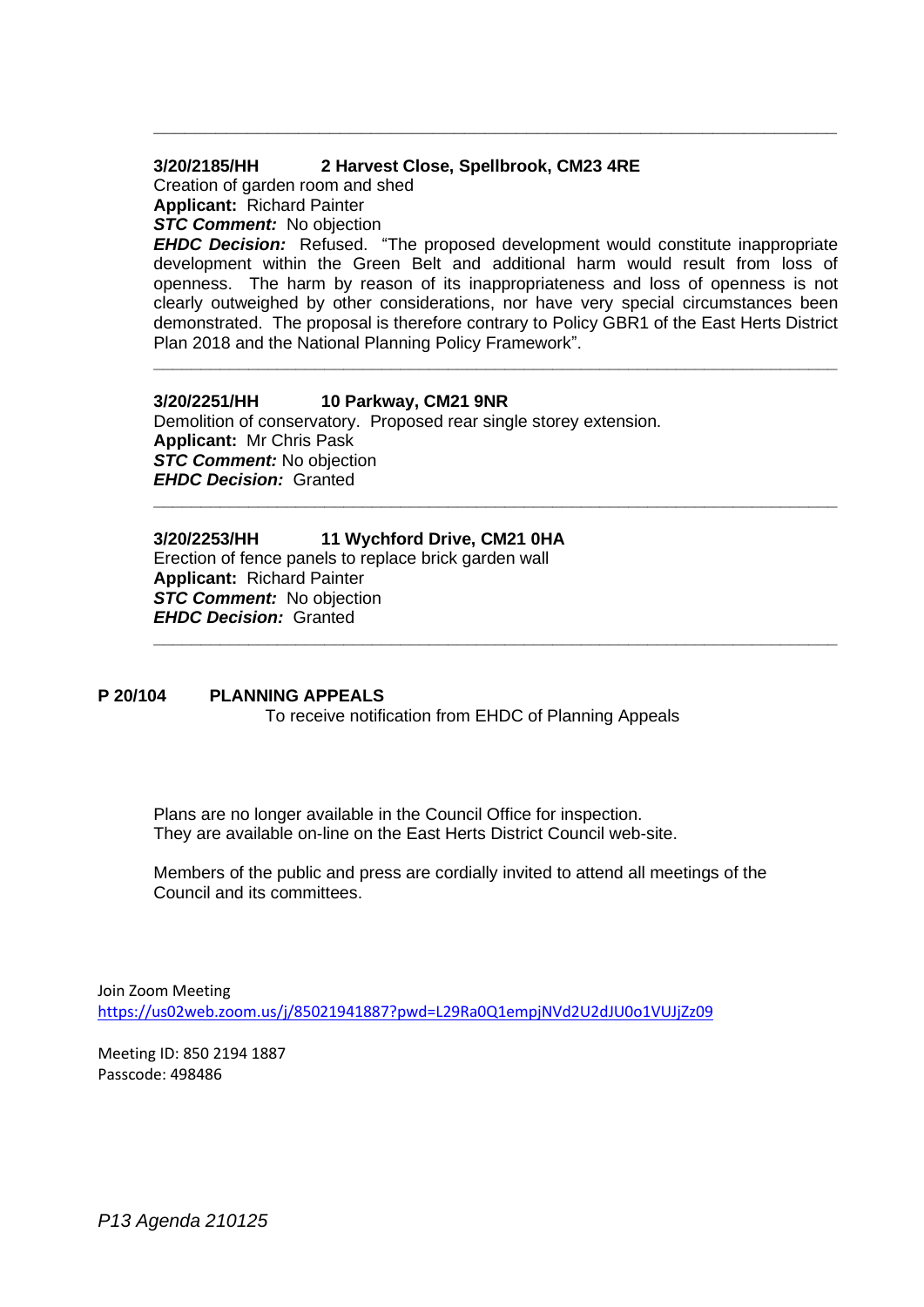---

**3/20/2185/HH 2 Harvest Close, Spellbrook, CM23 4RE**
Creation of garden room and shed
**Applicant:** Richard Painter
***STC Comment:*** No objection
***EHDC Decision:*** Refused. "The proposed development would constitute inappropriate development within the Green Belt and additional harm would result from loss of openness. The harm by reason of its inappropriateness and loss of openness is not clearly outweighed by other considerations, nor have very special circumstances been demonstrated. The proposal is therefore contrary to Policy GBR1 of the East Herts District Plan 2018 and the National Planning Policy Framework".

---

**3/20/2251/HH 10 Parkway, CM21 9NR**
Demolition of conservatory. Proposed rear single storey extension.
**Applicant:** Mr Chris Pask
***STC Comment:*** No objection
***EHDC Decision:*** Granted

---

**3/20/2253/HH 11 Wychford Drive, CM21 0HA**
Erection of fence panels to replace brick garden wall
**Applicant:** Richard Painter
***STC Comment:*** No objection
***EHDC Decision:*** Granted

---

## P 20/104 PLANNING APPEALS

To receive notification from EHDC of Planning Appeals

Plans are no longer available in the Council Office for inspection.
They are available on-line on the East Herts District Council web-site.

Members of the public and press are cordially invited to attend all meetings of the Council and its committees.

Join Zoom Meeting
https://us02web.zoom.us/j/85021941887?pwd=L29Ra0Q1empjNVd2U2dJU0o1VUJjZz09

Meeting ID: 850 2194 1887
Passcode: 498486

*P13 Agenda 210125*